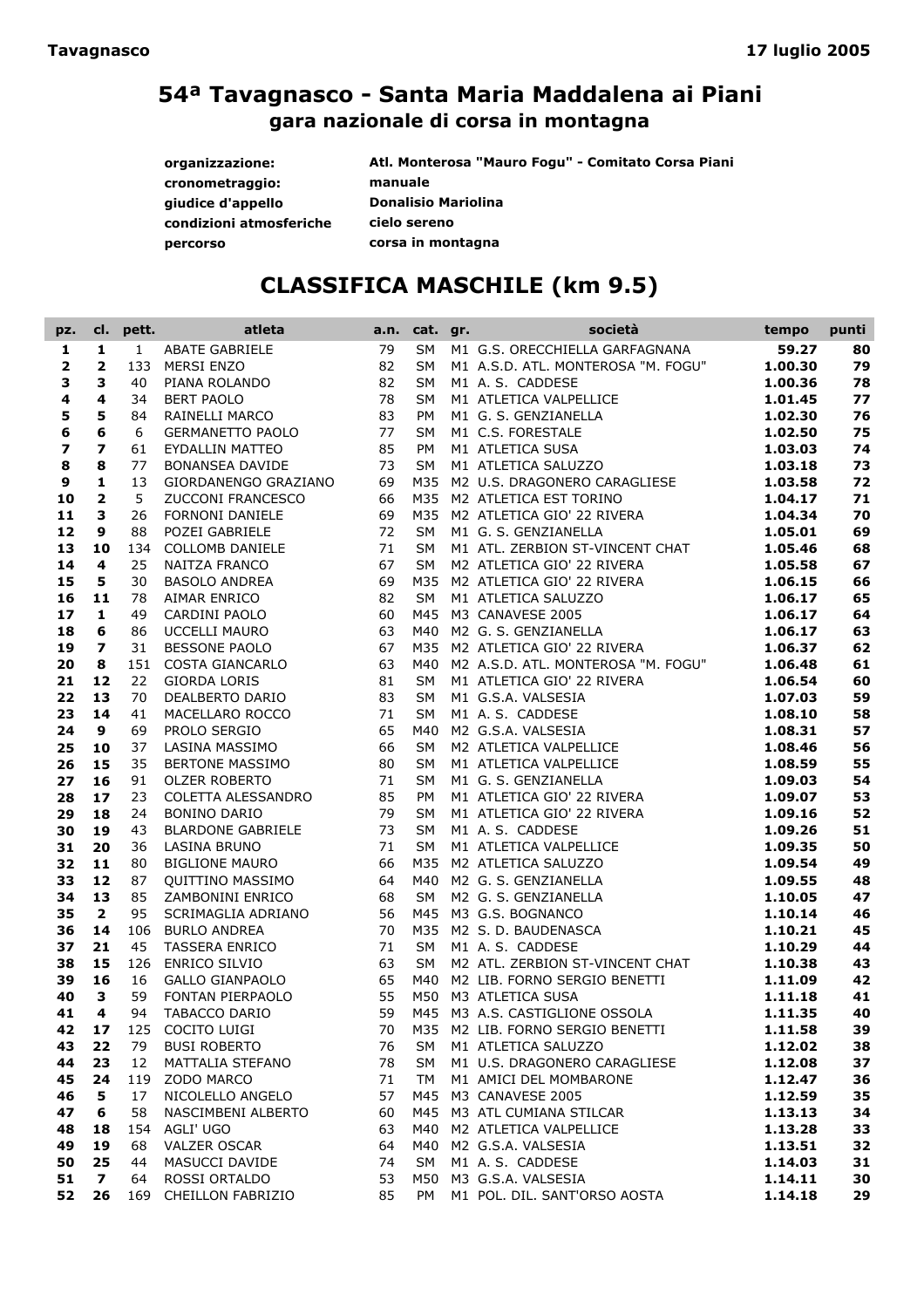**Tavagnasco** **17 luglio 2005**

# 54ª Tavagnasco - Santa Maria Maddalena ai Piani

## gara nazionale di corsa in montagna

| | |
|---|---|
| **organizzazione:** | **Atl. Monterosa "Mauro Fogu" - Comitato Corsa Piani** |
| **cronometraggio:** | **manuale** |
| **giudice d'appello** | **Donalisio Mariolina** |
| **condizioni atmosferiche** | **cielo sereno** |
| **percorso** | **corsa in montagna** |

## CLASSIFICA MASCHILE (km 9.5)

| pz. | cl. | pett. | atleta | a.n. | cat. | gr. | società | tempo | punti |
|---|---|---|---|---|---|---|---|---|---|
| **1** | **1** | 1 | ABATE GABRIELE | 79 | SM | M1 | G.S. ORECCHIELLA GARFAGNANA | **59.27** | **80** |
| **2** | **2** | 133 | MERSI ENZO | 82 | SM | M1 | A.S.D. ATL. MONTEROSA "M. FOGU" | **1.00.30** | **79** |
| **3** | **3** | 40 | PIANA ROLANDO | 82 | SM | M1 | A. S. CADDESE | **1.00.36** | **78** |
| **4** | **4** | 34 | BERT PAOLO | 78 | SM | M1 | ATLETICA VALPELLICE | **1.01.45** | **77** |
| **5** | **5** | 84 | RAINELLI MARCO | 83 | PM | M1 | G. S. GENZIANELLA | **1.02.30** | **76** |
| **6** | **6** | 6 | GERMANETTO PAOLO | 77 | SM | M1 | C.S. FORESTALE | **1.02.50** | **75** |
| **7** | **7** | 61 | EYDALLIN MATTEO | 85 | PM | M1 | ATLETICA SUSA | **1.03.03** | **74** |
| **8** | **8** | 77 | BONANSEA DAVIDE | 73 | SM | M1 | ATLETICA SALUZZO | **1.03.18** | **73** |
| **9** | **1** | 13 | GIORDANENGO GRAZIANO | 69 | M35 | M2 | U.S. DRAGONERO CARAGLIESE | **1.03.58** | **72** |
| **10** | **2** | 5 | ZUCCONI FRANCESCO | 66 | M35 | M2 | ATLETICA EST TORINO | **1.04.17** | **71** |
| **11** | **3** | 26 | FORNONI DANIELE | 69 | M35 | M2 | ATLETICA GIO' 22 RIVERA | **1.04.34** | **70** |
| **12** | **9** | 88 | POZEI GABRIELE | 72 | SM | M1 | G. S. GENZIANELLA | **1.05.01** | **69** |
| **13** | **10** | 134 | COLLOMB DANIELE | 71 | SM | M1 | ATL. ZERBION ST-VINCENT CHAT | **1.05.46** | **68** |
| **14** | **4** | 25 | NAITZA FRANCO | 67 | SM | M2 | ATLETICA GIO' 22 RIVERA | **1.05.58** | **67** |
| **15** | **5** | 30 | BASOLO ANDREA | 69 | M35 | M2 | ATLETICA GIO' 22 RIVERA | **1.06.15** | **66** |
| **16** | **11** | 78 | AIMAR ENRICO | 82 | SM | M1 | ATLETICA SALUZZO | **1.06.17** | **65** |
| **17** | **1** | 49 | CARDINI PAOLO | 60 | M45 | M3 | CANAVESE 2005 | **1.06.17** | **64** |
| **18** | **6** | 86 | UCCELLI MAURO | 63 | M40 | M2 | G. S. GENZIANELLA | **1.06.17** | **63** |
| **19** | **7** | 31 | BESSONE PAOLO | 67 | M35 | M2 | ATLETICA GIO' 22 RIVERA | **1.06.37** | **62** |
| **20** | **8** | 151 | COSTA GIANCARLO | 63 | M40 | M2 | A.S.D. ATL. MONTEROSA "M. FOGU" | **1.06.48** | **61** |
| **21** | **12** | 22 | GIORDA LORIS | 81 | SM | M1 | ATLETICA GIO' 22 RIVERA | **1.06.54** | **60** |
| **22** | **13** | 70 | DEALBERTO DARIO | 83 | SM | M1 | G.S.A. VALSESIA | **1.07.03** | **59** |
| **23** | **14** | 41 | MACELLARO ROCCO | 71 | SM | M1 | A. S. CADDESE | **1.07.10** | **58** |
| **24** | **9** | 69 | PROLO SERGIO | 65 | M40 | M2 | G.S.A. VALSESIA | **1.08.31** | **57** |
| **25** | **10** | 37 | LASINA MASSIMO | 66 | SM | M2 | ATLETICA VALPELLICE | **1.08.46** | **56** |
| **26** | **15** | 35 | BERTONE MASSIMO | 80 | SM | M1 | ATLETICA VALPELLICE | **1.08.59** | **55** |
| **27** | **16** | 91 | OLZER ROBERTO | 71 | SM | M1 | G. S. GENZIANELLA | **1.09.03** | **54** |
| **28** | **17** | 23 | COLETTA ALESSANDRO | 85 | PM | M1 | ATLETICA GIO' 22 RIVERA | **1.09.07** | **53** |
| **29** | **18** | 24 | BONINO DARIO | 79 | SM | M1 | ATLETICA GIO' 22 RIVERA | **1.09.16** | **52** |
| **30** | **19** | 43 | BLARDONE GABRIELE | 73 | SM | M1 | A. S. CADDESE | **1.09.26** | **51** |
| **31** | **20** | 36 | LASINA BRUNO | 71 | SM | M1 | ATLETICA VALPELLICE | **1.09.35** | **50** |
| **32** | **11** | 80 | BIGLIONE MAURO | 66 | M35 | M2 | ATLETICA SALUZZO | **1.09.54** | **49** |
| **33** | **12** | 87 | QUITTINO MASSIMO | 64 | M40 | M2 | G. S. GENZIANELLA | **1.09.55** | **48** |
| **34** | **13** | 85 | ZAMBONINI ENRICO | 68 | SM | M2 | G. S. GENZIANELLA | **1.10.05** | **47** |
| **35** | **2** | 95 | SCRIMAGLIA ADRIANO | 56 | M45 | M3 | G.S. BOGNANCO | **1.10.14** | **46** |
| **36** | **14** | 106 | BURLO ANDREA | 70 | M35 | M2 | S. D. BAUDENASCA | **1.10.21** | **45** |
| **37** | **21** | 45 | TASSERA ENRICO | 71 | SM | M1 | A. S. CADDESE | **1.10.29** | **44** |
| **38** | **15** | 126 | ENRICO SILVIO | 63 | SM | M2 | ATL. ZERBION ST-VINCENT CHAT | **1.10.38** | **43** |
| **39** | **16** | 16 | GALLO GIANPAOLO | 65 | M40 | M2 | LIB. FORNO SERGIO BENETTI | **1.11.09** | **42** |
| **40** | **3** | 59 | FONTAN PIERPAOLO | 55 | M50 | M3 | ATLETICA SUSA | **1.11.18** | **41** |
| **41** | **4** | 94 | TABACCO DARIO | 59 | M45 | M3 | A.S. CASTIGLIONE OSSOLA | **1.11.35** | **40** |
| **42** | **17** | 125 | COCITO LUIGI | 70 | M35 | M2 | LIB. FORNO SERGIO BENETTI | **1.11.58** | **39** |
| **43** | **22** | 79 | BUSI ROBERTO | 76 | SM | M1 | ATLETICA SALUZZO | **1.12.02** | **38** |
| **44** | **23** | 12 | MATTALIA STEFANO | 78 | SM | M1 | U.S. DRAGONERO CARAGLIESE | **1.12.08** | **37** |
| **45** | **24** | 119 | ZODO MARCO | 71 | TM | M1 | AMICI DEL MOMBARONE | **1.12.47** | **36** |
| **46** | **5** | 17 | NICOLELLO ANGELO | 57 | M45 | M3 | CANAVESE 2005 | **1.12.59** | **35** |
| **47** | **6** | 58 | NASCIMBENI ALBERTO | 60 | M45 | M3 | ATL CUMIANA STILCAR | **1.13.13** | **34** |
| **48** | **18** | 154 | AGLI' UGO | 63 | M40 | M2 | ATLETICA VALPELLICE | **1.13.28** | **33** |
| **49** | **19** | 68 | VALZER OSCAR | 64 | M40 | M2 | G.S.A. VALSESIA | **1.13.51** | **32** |
| **50** | **25** | 44 | MASUCCI DAVIDE | 74 | SM | M1 | A. S. CADDESE | **1.14.03** | **31** |
| **51** | **7** | 64 | ROSSI ORTALDO | 53 | M50 | M3 | G.S.A. VALSESIA | **1.14.11** | **30** |
| **52** | **26** | 169 | CHEILLON FABRIZIO | 85 | PM | M1 | POL. DIL. SANT'ORSO AOSTA | **1.14.18** | **29** |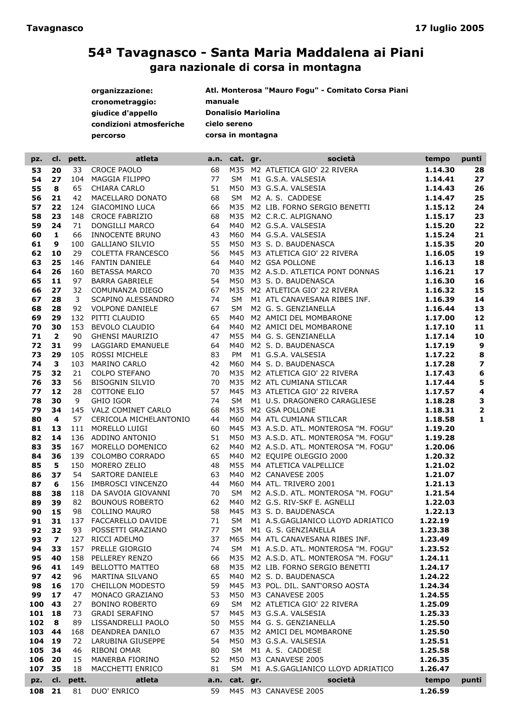# 54ª Tavagnasco - Santa Maria Maddalena ai Piani

## gara nazionale di corsa in montagna

**Tavagnasco** — **17 luglio 2005**

| | |
|---|---|
| **organizzazione:** | **Atl. Monterosa "Mauro Fogu" - Comitato Corsa Piani** |
| **cronometraggio:** | **manuale** |
| **giudice d'appello** | **Donalisio Mariolina** |
| **condizioni atmosferiche** | **cielo sereno** |
| **percorso** | **corsa in montagna** |

| pz. | cl. | pett. | atleta | a.n. | cat. | gr. | società | tempo | punti |
|---|---|---|---|---|---|---|---|---|---|
| 53 | 20 | 33 | CROCE PAOLO | 68 | M35 | M2 | ATLETICA GIO' 22 RIVERA | 1.14.30 | 28 |
| 54 | 27 | 104 | MAGGIA FILIPPO | 77 | SM | M1 | G.S.A. VALSESIA | 1.14.41 | 27 |
| 55 | 8 | 65 | CHIARA CARLO | 51 | M50 | M3 | G.S.A. VALSESIA | 1.14.43 | 26 |
| 56 | 21 | 42 | MACELLARO DONATO | 68 | SM | M2 | A. S. CADDESE | 1.14.47 | 25 |
| 57 | 22 | 124 | GIACOMINO LUCA | 66 | M35 | M2 | LIB. FORNO SERGIO BENETTI | 1.15.12 | 24 |
| 58 | 23 | 148 | CROCE FABRIZIO | 68 | M35 | M2 | C.R.C. ALPIGNANO | 1.15.17 | 23 |
| 59 | 24 | 71 | DONGILLI MARCO | 64 | M40 | M2 | G.S.A. VALSESIA | 1.15.20 | 22 |
| 60 | 1 | 66 | INNOCENTE BRUNO | 43 | M60 | M4 | G.S.A. VALSESIA | 1.15.24 | 21 |
| 61 | 9 | 100 | GALLIANO SILVIO | 55 | M50 | M3 | S. D. BAUDENASCA | 1.15.35 | 20 |
| 62 | 10 | 29 | COLETTA FRANCESCO | 56 | M45 | M3 | ATLETICA GIO' 22 RIVERA | 1.16.05 | 19 |
| 63 | 25 | 146 | FANTIN DANIELE | 64 | M40 | M2 | GSA POLLONE | 1.16.13 | 18 |
| 64 | 26 | 160 | BETASSA MARCO | 70 | M35 | M2 | A.S.D. ATLETICA PONT DONNAS | 1.16.21 | 17 |
| 65 | 11 | 97 | BARRA GABRIELE | 54 | M50 | M3 | S. D. BAUDENASCA | 1.16.30 | 16 |
| 66 | 27 | 32 | COMUNANZA DIEGO | 67 | M35 | M2 | ATLETICA GIO' 22 RIVERA | 1.16.32 | 15 |
| 67 | 28 | 3 | SCAPINO ALESSANDRO | 74 | SM | M1 | ATL CANAVESANA RIBES INF. | 1.16.39 | 14 |
| 68 | 28 | 92 | VOLPONE DANIELE | 67 | SM | M2 | G. S. GENZIANELLA | 1.16.44 | 13 |
| 69 | 29 | 132 | PITTI CLAUDIO | 65 | M40 | M2 | AMICI DEL MOMBARONE | 1.17.00 | 12 |
| 70 | 30 | 153 | BEVOLO CLAUDIO | 64 | M40 | M2 | AMICI DEL MOMBARONE | 1.17.10 | 11 |
| 71 | 2 | 90 | GHENSI MAURIZIO | 47 | M55 | M4 | G. S. GENZIANELLA | 1.17.14 | 10 |
| 72 | 31 | 99 | LAGGIARD EMANUELE | 64 | M40 | M2 | S. D. BAUDENASCA | 1.17.19 | 9 |
| 73 | 29 | 105 | ROSSI MICHELE | 83 | PM | M1 | G.S.A. VALSESIA | 1.17.22 | 8 |
| 74 | 3 | 103 | MARINO CARLO | 42 | M60 | M4 | S. D. BAUDENASCA | 1.17.28 | 7 |
| 75 | 32 | 21 | COLPO STEFANO | 70 | M35 | M2 | ATLETICA GIO' 22 RIVERA | 1.17.43 | 6 |
| 76 | 33 | 56 | BISOGNIN SILVIO | 70 | M35 | M2 | ATL CUMIANA STILCAR | 1.17.44 | 5 |
| 77 | 12 | 28 | COTTONE ELIO | 57 | M45 | M3 | ATLETICA GIO' 22 RIVERA | 1.17.57 | 4 |
| 78 | 30 | 9 | GHIO IGOR | 74 | SM | M1 | U.S. DRAGONERO CARAGLIESE | 1.18.28 | 3 |
| 79 | 34 | 145 | VALZ COMINET CARLO | 68 | M35 | M2 | GSA POLLONE | 1.18.31 | 2 |
| 80 | 4 | 57 | CERICOLA MICHELANTONIO | 44 | M60 | M4 | ATL CUMIANA STILCAR | 1.18.58 | 1 |
| 81 | 13 | 111 | MORELLO LUIGI | 60 | M45 | M3 | A.S.D. ATL. MONTEROSA "M. FOGU" | 1.19.20 | |
| 82 | 14 | 136 | ADDINO ANTONIO | 51 | M50 | M3 | A.S.D. ATL. MONTEROSA "M. FOGU" | 1.19.28 | |
| 83 | 35 | 167 | MORELLO DOMENICO | 62 | M40 | M2 | A.S.D. ATL. MONTEROSA "M. FOGU" | 1.20.06 | |
| 84 | 36 | 139 | COLOMBO CORRADO | 65 | M40 | M2 | EQUIPE OLEGGIO 2000 | 1.20.32 | |
| 85 | 5 | 150 | MORERO ZELIO | 48 | M55 | M4 | ATLETICA VALPELLICE | 1.21.02 | |
| 86 | 37 | 54 | SARTORE DANIELE | 63 | M40 | M2 | CANAVESE 2005 | 1.21.07 | |
| 87 | 6 | 156 | IMBROSCI VINCENZO | 44 | M60 | M4 | ATL. TRIVERO 2001 | 1.21.13 | |
| 88 | 38 | 118 | DA SAVOIA GIOVANNI | 70 | SM | M2 | A.S.D. ATL. MONTEROSA "M. FOGU" | 1.21.54 | |
| 89 | 39 | 82 | BOUNOUS ROBERTO | 62 | M40 | M2 | G.S. RIV-SKF E. AGNELLI | 1.22.03 | |
| 90 | 15 | 98 | COLLINO MAURO | 58 | M45 | M3 | S. D. BAUDENASCA | 1.22.13 | |
| 91 | 31 | 137 | FACCARELLO DAVIDE | 71 | SM | M1 | A.S.GAGLIANICO LLOYD ADRIATICO | 1.22.19 | |
| 92 | 32 | 93 | POSSETTI GRAZIANO | 77 | SM | M1 | G. S. GENZIANELLA | 1.23.38 | |
| 93 | 7 | 127 | RICCI ADELMO | 37 | M65 | M4 | ATL CANAVESANA RIBES INF. | 1.23.49 | |
| 94 | 33 | 157 | PRELLE GIORGIO | 74 | SM | M1 | A.S.D. ATL. MONTEROSA "M. FOGU" | 1.23.52 | |
| 95 | 40 | 158 | PELLEREY RENZO | 66 | M35 | M2 | A.S.D. ATL. MONTEROSA "M. FOGU" | 1.24.11 | |
| 96 | 41 | 149 | BELLOTTO MATTEO | 68 | M35 | M2 | LIB. FORNO SERGIO BENETTI | 1.24.17 | |
| 97 | 42 | 96 | MARTINA SILVANO | 65 | M40 | M2 | S. D. BAUDENASCA | 1.24.22 | |
| 98 | 16 | 170 | CHEILLON MODESTO | 59 | M45 | M3 | POL. DIL. SANT'ORSO AOSTA | 1.24.34 | |
| 99 | 17 | 47 | MONACO GRAZIANO | 53 | M50 | M3 | CANAVESE 2005 | 1.24.55 | |
| 100 | 43 | 27 | BONINO ROBERTO | 69 | SM | M2 | ATLETICA GIO' 22 RIVERA | 1.25.09 | |
| 101 | 18 | 73 | GRADI SERAFINO | 57 | M45 | M3 | G.S.A. VALSESIA | 1.25.33 | |
| 102 | 8 | 89 | LISSANDRELLI PAOLO | 50 | M55 | M4 | G. S. GENZIANELLA | 1.25.50 | |
| 103 | 44 | 168 | DEANDREA DANILO | 67 | M35 | M2 | AMICI DEL MOMBARONE | 1.25.50 | |
| 104 | 19 | 72 | LARUBINA GIUSEPPE | 54 | M50 | M3 | G.S.A. VALSESIA | 1.25.51 | |
| 105 | 34 | 46 | RIBONI OMAR | 80 | SM | M1 | A. S. CADDESE | 1.25.58 | |
| 106 | 20 | 15 | MANERBA FIORINO | 52 | M50 | M3 | CANAVESE 2005 | 1.26.35 | |
| 107 | 35 | 18 | MACCHETTI ENRICO | 81 | SM | M1 | A.S.GAGLIANICO LLOYD ADRIATICO | 1.26.47 | |
| 108 | 21 | 81 | DUO' ENRICO | 59 | M45 | M3 | CANAVESE 2005 | 1.26.59 | |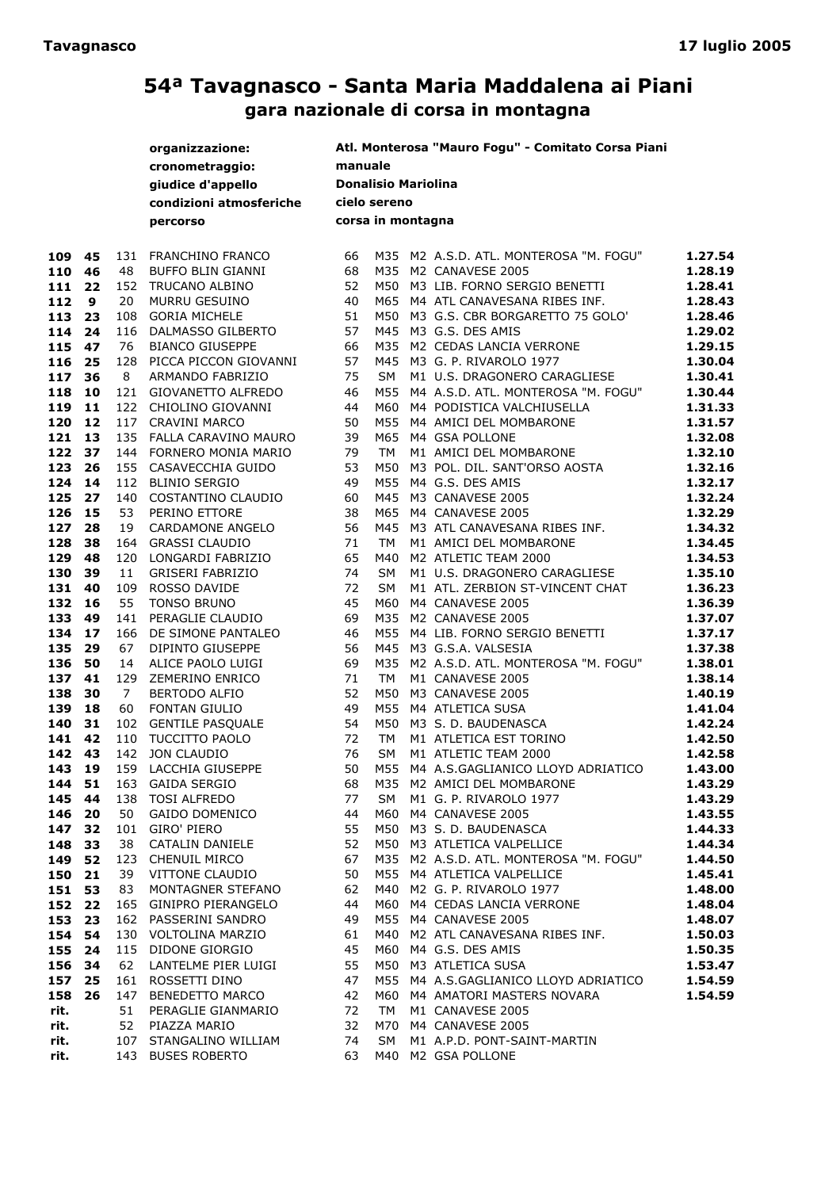**Tavagnasco** **17 luglio 2005**

# 54ª Tavagnasco - Santa Maria Maddalena ai Piani
## gara nazionale di corsa in montagna

| | |
|---|---|
| **organizzazione:** | **Atl. Monterosa "Mauro Fogu" - Comitato Corsa Piani** |
| **cronometraggio:** | **manuale** |
| **giudice d'appello** | **Donalisio Mariolina** |
| **condizioni atmosferiche** | **cielo sereno** |
| **percorso** | **corsa in montagna** |

| | | | | | | | | |
|---|---|---|---|---|---|---|---|---|
| **109** | **45** | 131 | FRANCHINO FRANCO | 66 | M35 | M2 | A.S.D. ATL. MONTEROSA "M. FOGU" | **1.27.54** |
| **110** | **46** | 48 | BUFFO BLIN GIANNI | 68 | M35 | M2 | CANAVESE 2005 | **1.28.19** |
| **111** | **22** | 152 | TRUCANO ALBINO | 52 | M50 | M3 | LIB. FORNO SERGIO BENETTI | **1.28.41** |
| **112** | **9** | 20 | MURRU GESUINO | 40 | M65 | M4 | ATL CANAVESANA RIBES INF. | **1.28.43** |
| **113** | **23** | 108 | GORIA MICHELE | 51 | M50 | M3 | G.S. CBR BORGARETTO 75 GOLO' | **1.28.46** |
| **114** | **24** | 116 | DALMASSO GILBERTO | 57 | M45 | M3 | G.S. DES AMIS | **1.29.02** |
| **115** | **47** | 76 | BIANCO GIUSEPPE | 66 | M35 | M2 | CEDAS LANCIA VERRONE | **1.29.15** |
| **116** | **25** | 128 | PICCA PICCON GIOVANNI | 57 | M45 | M3 | G. P. RIVAROLO 1977 | **1.30.04** |
| **117** | **36** | 8 | ARMANDO FABRIZIO | 75 | SM | M1 | U.S. DRAGONERO CARAGLIESE | **1.30.41** |
| **118** | **10** | 121 | GIOVANETTO ALFREDO | 46 | M55 | M4 | A.S.D. ATL. MONTEROSA "M. FOGU" | **1.30.44** |
| **119** | **11** | 122 | CHIOLINO GIOVANNI | 44 | M60 | M4 | PODISTICA VALCHIUSELLA | **1.31.33** |
| **120** | **12** | 117 | CRAVINI MARCO | 50 | M55 | M4 | AMICI DEL MOMBARONE | **1.31.57** |
| **121** | **13** | 135 | FALLA CARAVINO MAURO | 39 | M65 | M4 | GSA POLLONE | **1.32.08** |
| **122** | **37** | 144 | FORNERO MONIA MARIO | 79 | TM | M1 | AMICI DEL MOMBARONE | **1.32.10** |
| **123** | **26** | 155 | CASAVECCHIA GUIDO | 53 | M50 | M3 | POL. DIL. SANT'ORSO AOSTA | **1.32.16** |
| **124** | **14** | 112 | BLINIO SERGIO | 49 | M55 | M4 | G.S. DES AMIS | **1.32.17** |
| **125** | **27** | 140 | COSTANTINO CLAUDIO | 60 | M45 | M3 | CANAVESE 2005 | **1.32.24** |
| **126** | **15** | 53 | PERINO ETTORE | 38 | M65 | M4 | CANAVESE 2005 | **1.32.29** |
| **127** | **28** | 19 | CARDAMONE ANGELO | 56 | M45 | M3 | ATL CANAVESANA RIBES INF. | **1.34.32** |
| **128** | **38** | 164 | GRASSI CLAUDIO | 71 | TM | M1 | AMICI DEL MOMBARONE | **1.34.45** |
| **129** | **48** | 120 | LONGARDI FABRIZIO | 65 | M40 | M2 | ATLETIC TEAM 2000 | **1.34.53** |
| **130** | **39** | 11 | GRISERI FABRIZIO | 74 | SM | M1 | U.S. DRAGONERO CARAGLIESE | **1.35.10** |
| **131** | **40** | 109 | ROSSO DAVIDE | 72 | SM | M1 | ATL. ZERBION ST-VINCENT CHAT | **1.36.23** |
| **132** | **16** | 55 | TONSO BRUNO | 45 | M60 | M4 | CANAVESE 2005 | **1.36.39** |
| **133** | **49** | 141 | PERAGLIE CLAUDIO | 69 | M35 | M2 | CANAVESE 2005 | **1.37.07** |
| **134** | **17** | 166 | DE SIMONE PANTALEO | 46 | M55 | M4 | LIB. FORNO SERGIO BENETTI | **1.37.17** |
| **135** | **29** | 67 | DIPINTO GIUSEPPE | 56 | M45 | M3 | G.S.A. VALSESIA | **1.37.38** |
| **136** | **50** | 14 | ALICE PAOLO LUIGI | 69 | M35 | M2 | A.S.D. ATL. MONTEROSA "M. FOGU" | **1.38.01** |
| **137** | **41** | 129 | ZEMERINO ENRICO | 71 | TM | M1 | CANAVESE 2005 | **1.38.14** |
| **138** | **30** | 7 | BERTODO ALFIO | 52 | M50 | M3 | CANAVESE 2005 | **1.40.19** |
| **139** | **18** | 60 | FONTAN GIULIO | 49 | M55 | M4 | ATLETICA SUSA | **1.41.04** |
| **140** | **31** | 102 | GENTILE PASQUALE | 54 | M50 | M3 | S. D. BAUDENASCA | **1.42.24** |
| **141** | **42** | 110 | TUCCITTO PAOLO | 72 | TM | M1 | ATLETICA EST TORINO | **1.42.50** |
| **142** | **43** | 142 | JON CLAUDIO | 76 | SM | M1 | ATLETIC TEAM 2000 | **1.42.58** |
| **143** | **19** | 159 | LACCHIA GIUSEPPE | 50 | M55 | M4 | A.S.GAGLIANICO LLOYD ADRIATICO | **1.43.00** |
| **144** | **51** | 163 | GAIDA SERGIO | 68 | M35 | M2 | AMICI DEL MOMBARONE | **1.43.29** |
| **145** | **44** | 138 | TOSI ALFREDO | 77 | SM | M1 | G. P. RIVAROLO 1977 | **1.43.29** |
| **146** | **20** | 50 | GAIDO DOMENICO | 44 | M60 | M4 | CANAVESE 2005 | **1.43.55** |
| **147** | **32** | 101 | GIRO' PIERO | 55 | M50 | M3 | S. D. BAUDENASCA | **1.44.33** |
| **148** | **33** | 38 | CATALIN DANIELE | 52 | M50 | M3 | ATLETICA VALPELLICE | **1.44.34** |
| **149** | **52** | 123 | CHENUIL MIRCO | 67 | M35 | M2 | A.S.D. ATL. MONTEROSA "M. FOGU" | **1.44.50** |
| **150** | **21** | 39 | VITTONE CLAUDIO | 50 | M55 | M4 | ATLETICA VALPELLICE | **1.45.41** |
| **151** | **53** | 83 | MONTAGNER STEFANO | 62 | M40 | M2 | G. P. RIVAROLO 1977 | **1.48.00** |
| **152** | **22** | 165 | GINIPRO PIERANGELO | 44 | M60 | M4 | CEDAS LANCIA VERRONE | **1.48.04** |
| **153** | **23** | 162 | PASSERINI SANDRO | 49 | M55 | M4 | CANAVESE 2005 | **1.48.07** |
| **154** | **54** | 130 | VOLTOLINA MARZIO | 61 | M40 | M2 | ATL CANAVESANA RIBES INF. | **1.50.03** |
| **155** | **24** | 115 | DIDONE GIORGIO | 45 | M60 | M4 | G.S. DES AMIS | **1.50.35** |
| **156** | **34** | 62 | LANTELME PIER LUIGI | 55 | M50 | M3 | ATLETICA SUSA | **1.53.47** |
| **157** | **25** | 161 | ROSSETTI DINO | 47 | M55 | M4 | A.S.GAGLIANICO LLOYD ADRIATICO | **1.54.59** |
| **158** | **26** | 147 | BENEDETTO MARCO | 42 | M60 | M4 | AMATORI MASTERS NOVARA | **1.54.59** |
| **rit.** | | 51 | PERAGLIE GIANMARIO | 72 | TM | M1 | CANAVESE 2005 | |
| **rit.** | | 52 | PIAZZA MARIO | 32 | M70 | M4 | CANAVESE 2005 | |
| **rit.** | | 107 | STANGALINO WILLIAM | 74 | SM | M1 | A.P.D. PONT-SAINT-MARTIN | |
| **rit.** | | 143 | BUSES ROBERTO | 63 | M40 | M2 | GSA POLLONE | |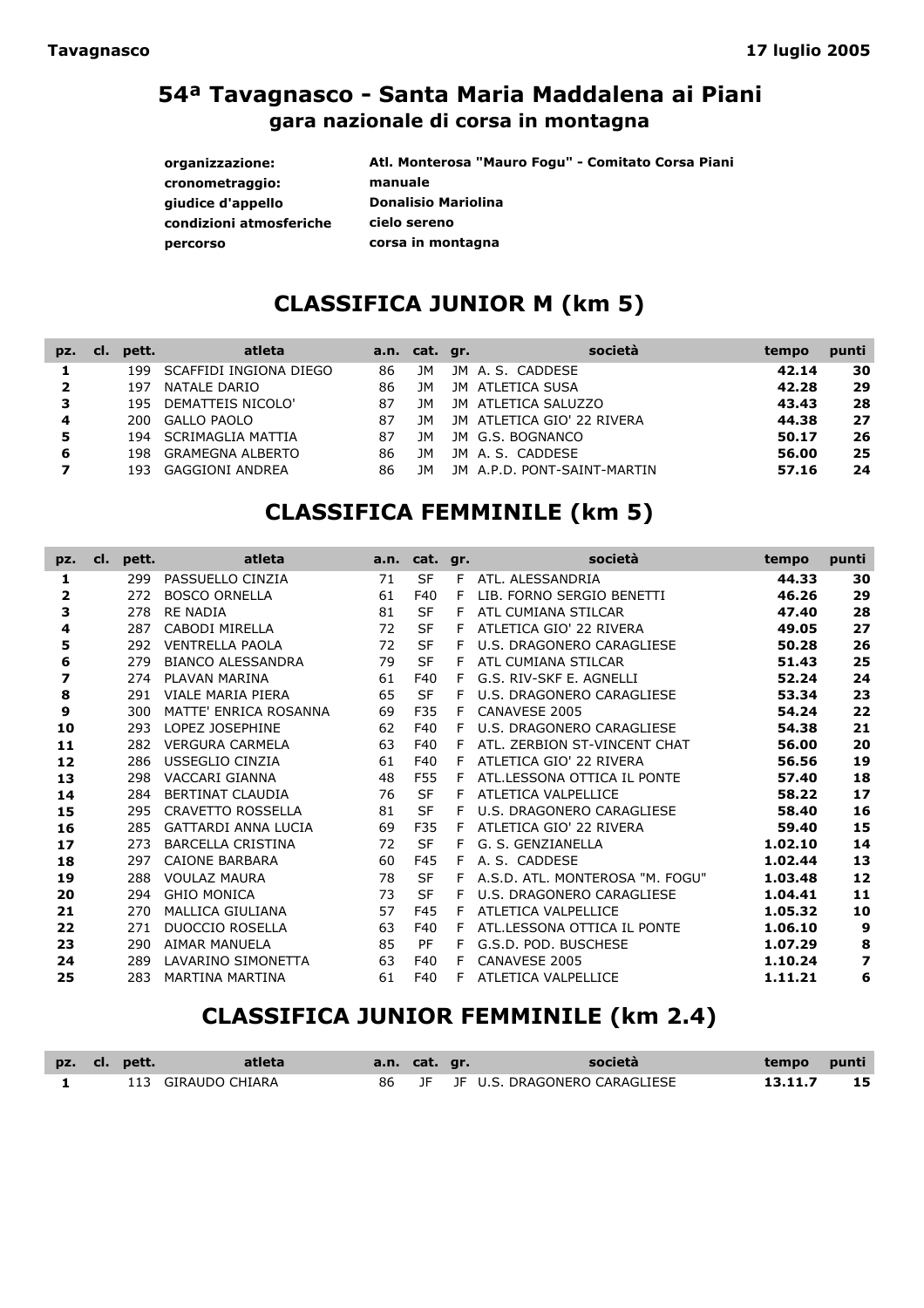**Tavagnasco** **17 luglio 2005**

## 54ª Tavagnasco - Santa Maria Maddalena ai Piani
### gara nazionale di corsa in montagna

| | |
|---|---|
| **organizzazione:** | **Atl. Monterosa "Mauro Fogu" - Comitato Corsa Piani** |
| **cronometraggio:** | **manuale** |
| **giudice d'appello** | **Donalisio Mariolina** |
| **condizioni atmosferiche** | **cielo sereno** |
| **percorso** | **corsa in montagna** |

## CLASSIFICA JUNIOR M (km 5)

| pz. | cl. | pett. | atleta | a.n. | cat. | gr. | società | tempo | punti |
|---|---|---|---|---|---|---|---|---|---|
| **1** | | 199 | SCAFFIDI INGIONA DIEGO | 86 | JM | JM | A. S. CADDESE | **42.14** | **30** |
| **2** | | 197 | NATALE DARIO | 86 | JM | JM | ATLETICA SUSA | **42.28** | **29** |
| **3** | | 195 | DEMATTEIS NICOLO' | 87 | JM | JM | ATLETICA SALUZZO | **43.43** | **28** |
| **4** | | 200 | GALLO PAOLO | 87 | JM | JM | ATLETICA GIO' 22 RIVERA | **44.38** | **27** |
| **5** | | 194 | SCRIMAGLIA MATTIA | 87 | JM | JM | G.S. BOGNANCO | **50.17** | **26** |
| **6** | | 198 | GRAMEGNA ALBERTO | 86 | JM | JM | A. S. CADDESE | **56.00** | **25** |
| **7** | | 193 | GAGGIONI ANDREA | 86 | JM | JM | A.P.D. PONT-SAINT-MARTIN | **57.16** | **24** |

## CLASSIFICA FEMMINILE (km 5)

| pz. | cl. | pett. | atleta | a.n. | cat. | gr. | società | tempo | punti |
|---|---|---|---|---|---|---|---|---|---|
| **1** | | 299 | PASSUELLO CINZIA | 71 | SF | F | ATL. ALESSANDRIA | **44.33** | **30** |
| **2** | | 272 | BOSCO ORNELLA | 61 | F40 | F | LIB. FORNO SERGIO BENETTI | **46.26** | **29** |
| **3** | | 278 | RE NADIA | 81 | SF | F | ATL CUMIANA STILCAR | **47.40** | **28** |
| **4** | | 287 | CABODI MIRELLA | 72 | SF | F | ATLETICA GIO' 22 RIVERA | **49.05** | **27** |
| **5** | | 292 | VENTRELLA PAOLA | 72 | SF | F | U.S. DRAGONERO CARAGLIESE | **50.28** | **26** |
| **6** | | 279 | BIANCO ALESSANDRA | 79 | SF | F | ATL CUMIANA STILCAR | **51.43** | **25** |
| **7** | | 274 | PLAVAN MARINA | 61 | F40 | F | G.S. RIV-SKF E. AGNELLI | **52.24** | **24** |
| **8** | | 291 | VIALE MARIA PIERA | 65 | SF | F | U.S. DRAGONERO CARAGLIESE | **53.34** | **23** |
| **9** | | 300 | MATTE' ENRICA ROSANNA | 69 | F35 | F | CANAVESE 2005 | **54.24** | **22** |
| **10** | | 293 | LOPEZ JOSEPHINE | 62 | F40 | F | U.S. DRAGONERO CARAGLIESE | **54.38** | **21** |
| **11** | | 282 | VERGURA CARMELA | 63 | F40 | F | ATL. ZERBION ST-VINCENT CHAT | **56.00** | **20** |
| **12** | | 286 | USSEGLIO CINZIA | 61 | F40 | F | ATLETICA GIO' 22 RIVERA | **56.56** | **19** |
| **13** | | 298 | VACCARI GIANNA | 48 | F55 | F | ATL.LESSONA OTTICA IL PONTE | **57.40** | **18** |
| **14** | | 284 | BERTINAT CLAUDIA | 76 | SF | F | ATLETICA VALPELLICE | **58.22** | **17** |
| **15** | | 295 | CRAVETTO ROSSELLA | 81 | SF | F | U.S. DRAGONERO CARAGLIESE | **58.40** | **16** |
| **16** | | 285 | GATTARDI ANNA LUCIA | 69 | F35 | F | ATLETICA GIO' 22 RIVERA | **59.40** | **15** |
| **17** | | 273 | BARCELLA CRISTINA | 72 | SF | F | G. S. GENZIANELLA | **1.02.10** | **14** |
| **18** | | 297 | CAIONE BARBARA | 60 | F45 | F | A. S. CADDESE | **1.02.44** | **13** |
| **19** | | 288 | VOULAZ MAURA | 78 | SF | F | A.S.D. ATL. MONTEROSA "M. FOGU" | **1.03.48** | **12** |
| **20** | | 294 | GHIO MONICA | 73 | SF | F | U.S. DRAGONERO CARAGLIESE | **1.04.41** | **11** |
| **21** | | 270 | MALLICA GIULIANA | 57 | F45 | F | ATLETICA VALPELLICE | **1.05.32** | **10** |
| **22** | | 271 | DUOCCIO ROSELLA | 63 | F40 | F | ATL.LESSONA OTTICA IL PONTE | **1.06.10** | **9** |
| **23** | | 290 | AIMAR MANUELA | 85 | PF | F | G.S.D. POD. BUSCHESE | **1.07.29** | **8** |
| **24** | | 289 | LAVARINO SIMONETTA | 63 | F40 | F | CANAVESE 2005 | **1.10.24** | **7** |
| **25** | | 283 | MARTINA MARTINA | 61 | F40 | F | ATLETICA VALPELLICE | **1.11.21** | **6** |

## CLASSIFICA JUNIOR FEMMINILE (km 2.4)

| pz. | cl. | pett. | atleta | a.n. | cat. | gr. | società | tempo | punti |
|---|---|---|---|---|---|---|---|---|---|
| **1** | | 113 | GIRAUDO CHIARA | 86 | JF | JF | U.S. DRAGONERO CARAGLIESE | **13.11.7** | **15** |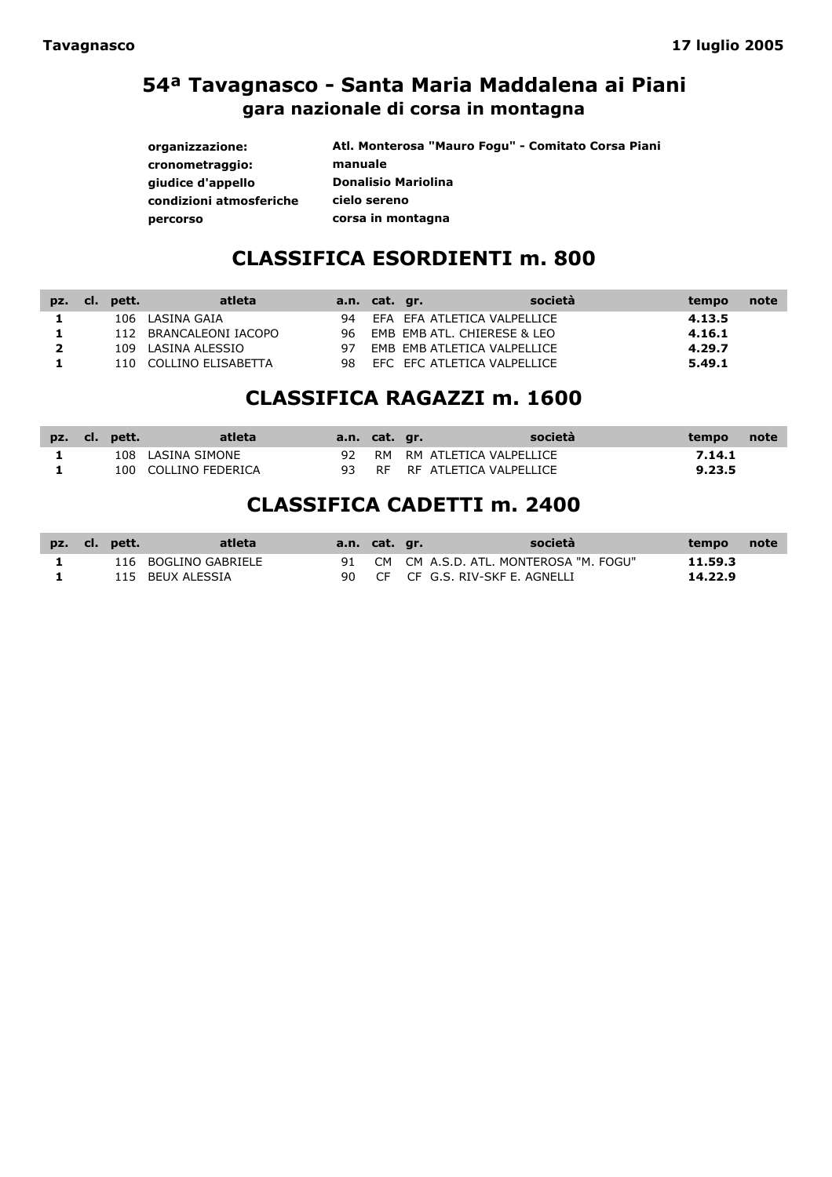# 54ª Tavagnasco - Santa Maria Maddalena ai Piani

## gara nazionale di corsa in montagna

| | |
|---|---|
| **organizzazione:** | **Atl. Monterosa "Mauro Fogu" - Comitato Corsa Piani** |
| **cronometraggio:** | **manuale** |
| **giudice d'appello** | **Donalisio Mariolina** |
| **condizioni atmosferiche** | **cielo sereno** |
| **percorso** | **corsa in montagna** |

## CLASSIFICA ESORDIENTI m. 800

| pz. | cl. | pett. | atleta | a.n. | cat. | gr. | società | tempo | note |
|---|---|---|---|---|---|---|---|---|---|
| **1** | | 106 | LASINA GAIA | 94 | EFA | EFA | ATLETICA VALPELLICE | **4.13.5** | |
| **1** | | 112 | BRANCALEONI IACOPO | 96 | EMB | EMB | ATL. CHIERESE & LEO | **4.16.1** | |
| **2** | | 109 | LASINA ALESSIO | 97 | EMB | EMB | ATLETICA VALPELLICE | **4.29.7** | |
| **1** | | 110 | COLLINO ELISABETTA | 98 | EFC | EFC | ATLETICA VALPELLICE | **5.49.1** | |

## CLASSIFICA RAGAZZI m. 1600

| pz. | cl. | pett. | atleta | a.n. | cat. | gr. | società | tempo | note |
|---|---|---|---|---|---|---|---|---|---|
| **1** | | 108 | LASINA SIMONE | 92 | RM | RM | ATLETICA VALPELLICE | **7.14.1** | |
| **1** | | 100 | COLLINO FEDERICA | 93 | RF | RF | ATLETICA VALPELLICE | **9.23.5** | |

## CLASSIFICA CADETTI m. 2400

| pz. | cl. | pett. | atleta | a.n. | cat. | gr. | società | tempo | note |
|---|---|---|---|---|---|---|---|---|---|
| **1** | | 116 | BOGLINO GABRIELE | 91 | CM | CM | A.S.D. ATL. MONTEROSA "M. FOGU" | **11.59.3** | |
| **1** | | 115 | BEUX ALESSIA | 90 | CF | CF | G.S. RIV-SKF E. AGNELLI | **14.22.9** | |